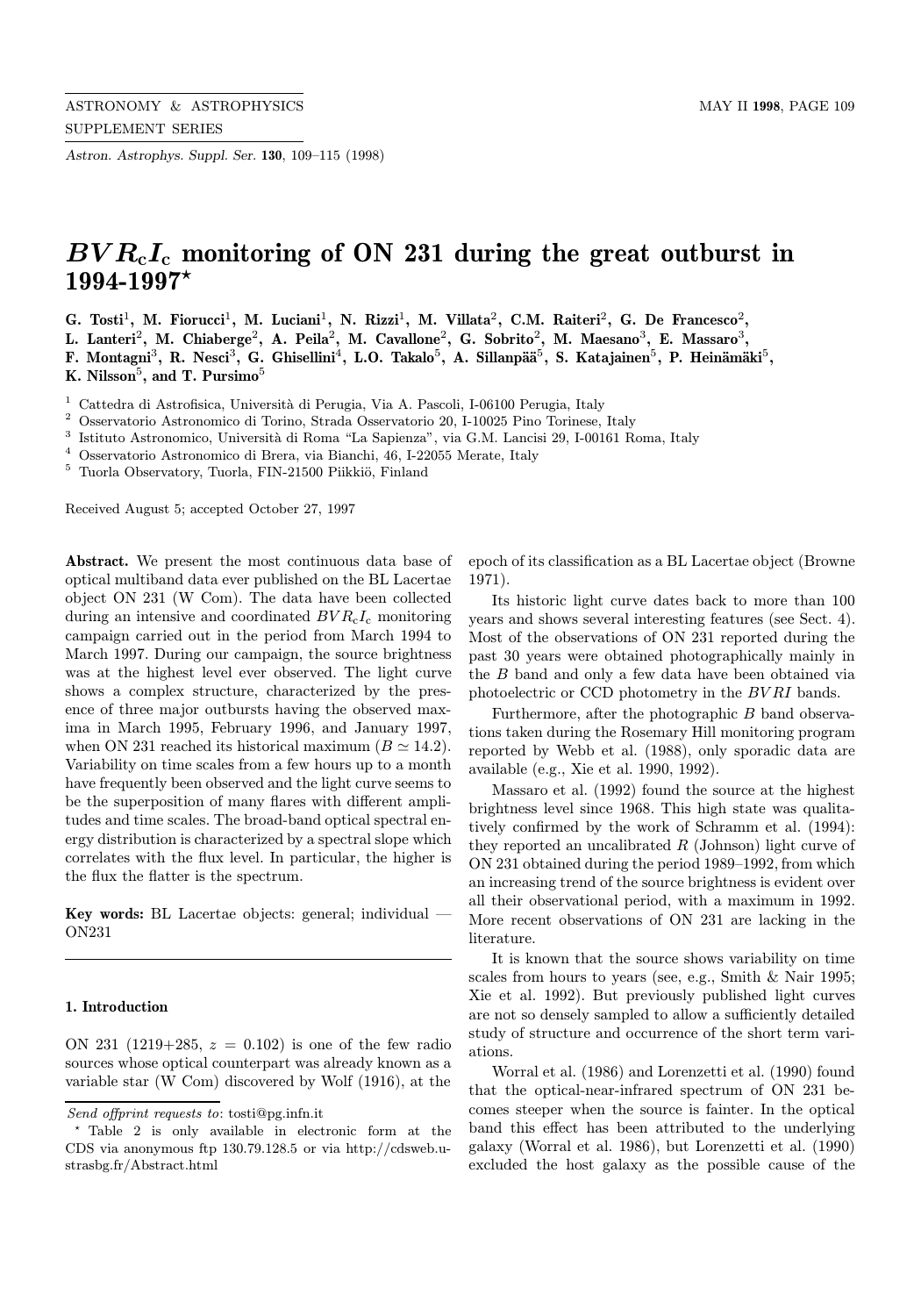# $BVR_cI_c$ monitoring of ON 231 during the great outburst in 1994-1997*

**G. Tosti[1], M. Fiorucci[1], M. Luciani[1], N. Rizzi[1], M. Villata[2], C.M. Raiteri[2], G. De Francesco[2], L. Lanteri[2], M. Chiaberge[2], A. Peila[2], M. Cavallone[2], G. Sobrito[2], M. Maesano[3], E. Massaro[3], F. Montagni[3], R. Nesci[3], G. Ghisellini[4], L.O. Takalo[5], A. Sillanpää[5], S. Katajainen[5], P. Heinämäki[5], K. Nilsson[5], and T. Pursimo[5]**

[1] Cattedra di Astrofisica, Università di Perugia, Via A. Pascoli, I-06100 Perugia, Italy
[2] Osservatorio Astronomico di Torino, Strada Osservatorio 20, I-10025 Pino Torinese, Italy
[3] Istituto Astronomico, Università di Roma "La Sapienza", via G.M. Lancisi 29, I-00161 Roma, Italy
[4] Osservatorio Astronomico di Brera, via Bianchi, 46, I-22055 Merate, Italy
[5] Tuorla Observatory, Tuorla, FIN-21500 Piikkiö, Finland

Received August 5; accepted October 27, 1997

**Abstract.** We present the most continuous data base of optical multiband data ever published on the BL Lacertae object ON 231 (W Com). The data have been collected during an intensive and coordinated $BVR_cI_c$ monitoring campaign carried out in the period from March 1994 to March 1997. During our campaign, the source brightness was at the highest level ever observed. The light curve shows a complex structure, characterized by the presence of three major outbursts having the observed maxima in March 1995, February 1996, and January 1997, when ON 231 reached its historical maximum ($B \simeq 14.2$). Variability on time scales from a few hours up to a month have frequently been observed and the light curve seems to be the superposition of many flares with different amplitudes and time scales. The broad-band optical spectral energy distribution is characterized by a spectral slope which correlates with the flux level. In particular, the higher is the flux the flatter is the spectrum.

**Key words:** BL Lacertae objects: general; individual — ON231

## 1. Introduction

ON 231 (1219+285, $z = 0.102$) is one of the few radio sources whose optical counterpart was already known as a variable star (W Com) discovered by Wolf (1916), at the epoch of its classification as a BL Lacertae object (Browne 1971).

Its historic light curve dates back to more than 100 years and shows several interesting features (see Sect. 4). Most of the observations of ON 231 reported during the past 30 years were obtained photographically mainly in the $B$ band and only a few data have been obtained via photoelectric or CCD photometry in the $BVRI$ bands.

Furthermore, after the photographic $B$ band observations taken during the Rosemary Hill monitoring program reported by Webb et al. (1988), only sporadic data are available (e.g., Xie et al. 1990, 1992).

Massaro et al. (1992) found the source at the highest brightness level since 1968. This high state was qualitatively confirmed by the work of Schramm et al. (1994): they reported an uncalibrated $R$ (Johnson) light curve of ON 231 obtained during the period 1989–1992, from which an increasing trend of the source brightness is evident over all their observational period, with a maximum in 1992. More recent observations of ON 231 are lacking in the literature.

It is known that the source shows variability on time scales from hours to years (see, e.g., Smith & Nair 1995; Xie et al. 1992). But previously published light curves are not so densely sampled to allow a sufficiently detailed study of structure and occurrence of the short term variations.

Worral et al. (1986) and Lorenzetti et al. (1990) found that the optical-near-infrared spectrum of ON 231 becomes steeper when the source is fainter. In the optical band this effect has been attributed to the underlying galaxy (Worral et al. 1986), but Lorenzetti et al. (1990) excluded the host galaxy as the possible cause of the

---

*Send offprint requests to*: tosti@pg.infn.it

* Table 2 is only available in electronic form at the CDS via anonymous ftp 130.79.128.5 or via http://cdsweb.u-strasbg.fr/Abstract.html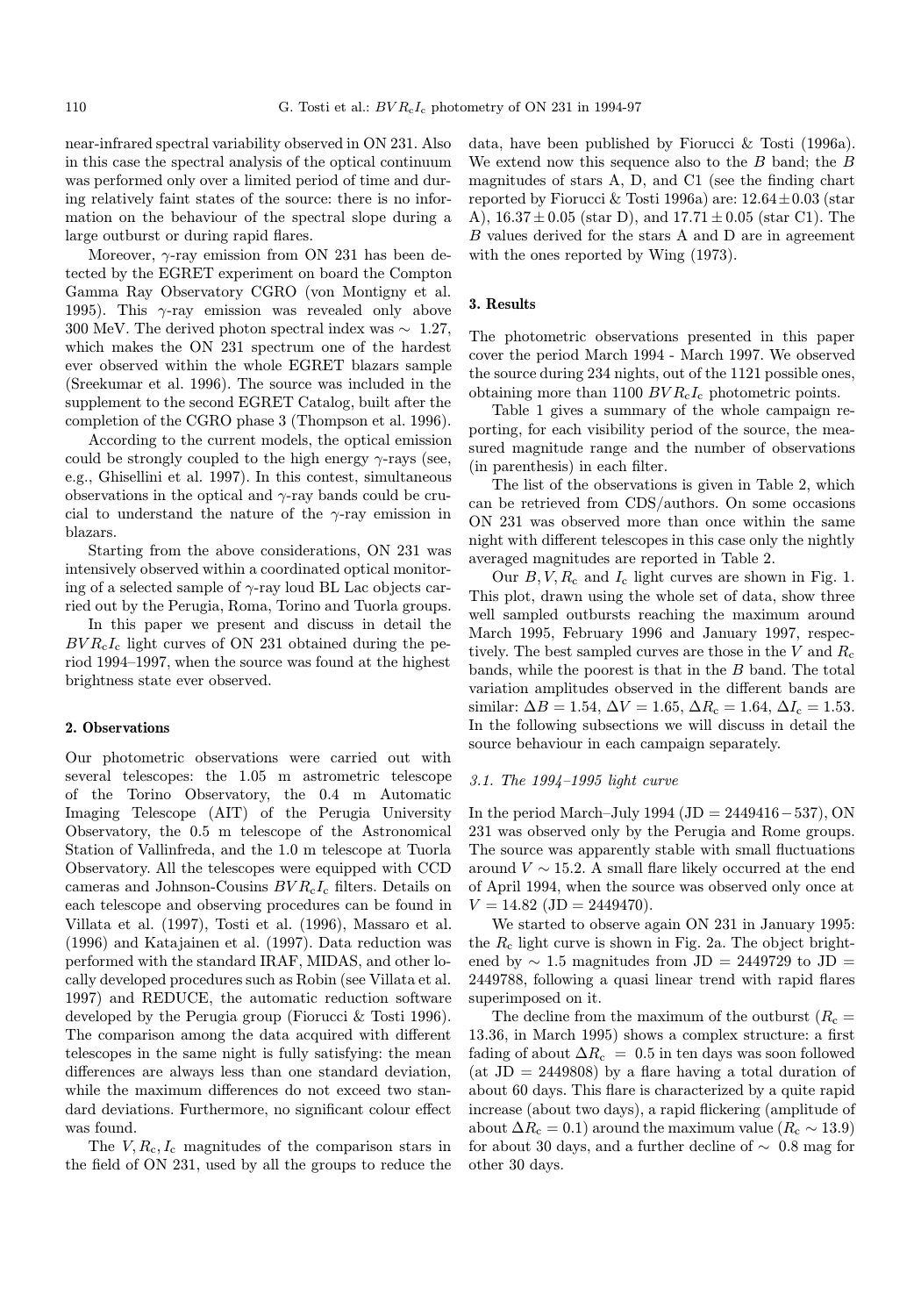near-infrared spectral variability observed in ON 231. Also in this case the spectral analysis of the optical continuum was performed only over a limited period of time and during relatively faint states of the source: there is no information on the behaviour of the spectral slope during a large outburst or during rapid flares.

Moreover, $\gamma$-ray emission from ON 231 has been detected by the EGRET experiment on board the Compton Gamma Ray Observatory CGRO (von Montigny et al. 1995). This $\gamma$-ray emission was revealed only above 300 MeV. The derived photon spectral index was $\sim$ 1.27, which makes the ON 231 spectrum one of the hardest ever observed within the whole EGRET blazars sample (Sreekumar et al. 1996). The source was included in the supplement to the second EGRET Catalog, built after the completion of the CGRO phase 3 (Thompson et al. 1996).

According to the current models, the optical emission could be strongly coupled to the high energy $\gamma$-rays (see, e.g., Ghisellini et al. 1997). In this contest, simultaneous observations in the optical and $\gamma$-ray bands could be crucial to understand the nature of the $\gamma$-ray emission in blazars.

Starting from the above considerations, ON 231 was intensively observed within a coordinated optical monitoring of a selected sample of $\gamma$-ray loud BL Lac objects carried out by the Perugia, Roma, Torino and Tuorla groups.

In this paper we present and discuss in detail the $BVR_cI_c$ light curves of ON 231 obtained during the period 1994–1997, when the source was found at the highest brightness state ever observed.

## 2. Observations

Our photometric observations were carried out with several telescopes: the 1.05 m astrometric telescope of the Torino Observatory, the 0.4 m Automatic Imaging Telescope (AIT) of the Perugia University Observatory, the 0.5 m telescope of the Astronomical Station of Vallinfreda, and the 1.0 m telescope at Tuorla Observatory. All the telescopes were equipped with CCD cameras and Johnson-Cousins $BVR_cI_c$ filters. Details on each telescope and observing procedures can be found in Villata et al. (1997), Tosti et al. (1996), Massaro et al. (1996) and Katajainen et al. (1997). Data reduction was performed with the standard IRAF, MIDAS, and other locally developed procedures such as Robin (see Villata et al. 1997) and REDUCE, the automatic reduction software developed by the Perugia group (Fiorucci & Tosti 1996). The comparison among the data acquired with different telescopes in the same night is fully satisfying: the mean differences are always less than one standard deviation, while the maximum differences do not exceed two standard deviations. Furthermore, no significant colour effect was found.

The $V, R_c, I_c$ magnitudes of the comparison stars in the field of ON 231, used by all the groups to reduce the data, have been published by Fiorucci & Tosti (1996a). We extend now this sequence also to the $B$ band; the $B$ magnitudes of stars A, D, and C1 (see the finding chart reported by Fiorucci & Tosti 1996a) are: $12.64 \pm 0.03$ (star A), $16.37 \pm 0.05$ (star D), and $17.71 \pm 0.05$ (star C1). The $B$ values derived for the stars A and D are in agreement with the ones reported by Wing (1973).

## 3. Results

The photometric observations presented in this paper cover the period March 1994 - March 1997. We observed the source during 234 nights, out of the 1121 possible ones, obtaining more than 1100 $BVR_cI_c$ photometric points.

Table 1 gives a summary of the whole campaign reporting, for each visibility period of the source, the measured magnitude range and the number of observations (in parenthesis) in each filter.

The list of the observations is given in Table 2, which can be retrieved from CDS/authors. On some occasions ON 231 was observed more than once within the same night with different telescopes in this case only the nightly averaged magnitudes are reported in Table 2.

Our $B, V, R_c$ and $I_c$ light curves are shown in Fig. 1. This plot, drawn using the whole set of data, show three well sampled outbursts reaching the maximum around March 1995, February 1996 and January 1997, respectively. The best sampled curves are those in the $V$ and $R_c$ bands, while the poorest is that in the $B$ band. The total variation amplitudes observed in the different bands are similar: $\Delta B = 1.54$, $\Delta V = 1.65$, $\Delta R_c = 1.64$, $\Delta I_c = 1.53$. In the following subsections we will discuss in detail the source behaviour in each campaign separately.

### *3.1. The 1994–1995 light curve*

In the period March–July 1994 (JD = 2449416 − 537), ON 231 was observed only by the Perugia and Rome groups. The source was apparently stable with small fluctuations around $V \sim 15.2$. A small flare likely occurred at the end of April 1994, when the source was observed only once at $V = 14.82$ (JD = 2449470).

We started to observe again ON 231 in January 1995: the $R_c$ light curve is shown in Fig. 2a. The object brightened by $\sim$ 1.5 magnitudes from JD = 2449729 to JD = 2449788, following a quasi linear trend with rapid flares superimposed on it.

The decline from the maximum of the outburst ($R_c$ = 13.36, in March 1995) shows a complex structure: a first fading of about $\Delta R_c = 0.5$ in ten days was soon followed (at JD = 2449808) by a flare having a total duration of about 60 days. This flare is characterized by a quite rapid increase (about two days), a rapid flickering (amplitude of about $\Delta R_c = 0.1$) around the maximum value ($R_c \sim 13.9$) for about 30 days, and a further decline of $\sim$ 0.8 mag for other 30 days.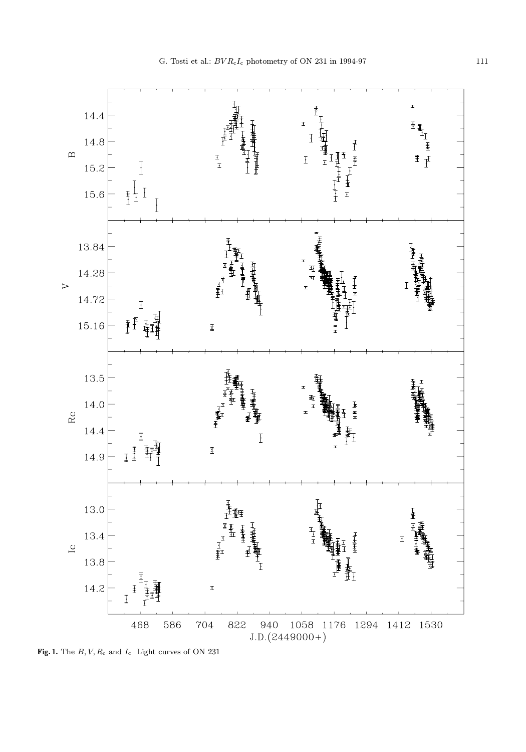**Fig. 1.** The $B, V, R_{\rm c}$ and $I_{\rm c}$ Light curves of ON 231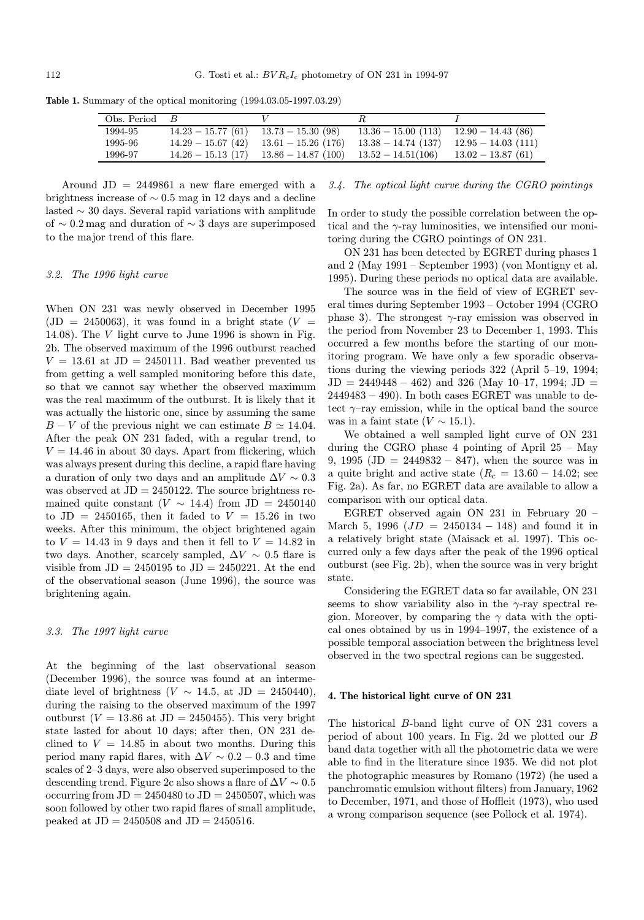**Table 1.** Summary of the optical monitoring (1994.03.05-1997.03.29)

| Obs. Period | $B$ | $V$ | $R$ | $I$ |
|---|---|---|---|---|
| 1994-95 | $14.23 - 15.77$ (61) | $13.73 - 15.30$ (98) | $13.36 - 15.00$ (113) | $12.90 - 14.43$ (86) |
| 1995-96 | $14.29 - 15.67$ (42) | $13.61 - 15.26$ (176) | $13.38 - 14.74$ (137) | $12.95 - 14.03$ (111) |
| 1996-97 | $14.26 - 15.13$ (17) | $13.86 - 14.87$ (100) | $13.52 - 14.51$(106) | $13.02 - 13.87$ (61) |

Around JD = 2449861 a new flare emerged with a brightness increase of $\sim 0.5$ mag in 12 days and a decline lasted $\sim 30$ days. Several rapid variations with amplitude of $\sim 0.2$ mag and duration of $\sim 3$ days are superimposed to the major trend of this flare.

### 3.2. The 1996 light curve

When ON 231 was newly observed in December 1995 (JD = 2450063), it was found in a bright state ($V = 14.08$). The $V$ light curve to June 1996 is shown in Fig. 2b. The observed maximum of the 1996 outburst reached $V = 13.61$ at JD = 2450111. Bad weather prevented us from getting a well sampled monitoring before this date, so that we cannot say whether the observed maximum was the real maximum of the outburst. It is likely that it was actually the historic one, since by assuming the same $B-V$ of the previous night we can estimate $B \simeq 14.04$. After the peak ON 231 faded, with a regular trend, to $V = 14.46$ in about 30 days. Apart from flickering, which was always present during this decline, a rapid flare having a duration of only two days and an amplitude $\Delta V \sim 0.3$ was observed at JD = 2450122. The source brightness remained quite constant ($V \sim 14.4$) from JD = 2450140 to JD = 2450165, then it faded to $V = 15.26$ in two weeks. After this minimum, the object brightened again to $V = 14.43$ in 9 days and then it fell to $V = 14.82$ in two days. Another, scarcely sampled, $\Delta V \sim 0.5$ flare is visible from JD = 2450195 to JD = 2450221. At the end of the observational season (June 1996), the source was brightening again.

### 3.3. The 1997 light curve

At the beginning of the last observational season (December 1996), the source was found at an intermediate level of brightness ($V \sim 14.5$, at JD = 2450440), during the raising to the observed maximum of the 1997 outburst ($V = 13.86$ at JD = 2450455). This very bright state lasted for about 10 days; after then, ON 231 declined to $V = 14.85$ in about two months. During this period many rapid flares, with $\Delta V \sim 0.2 - 0.3$ and time scales of 2–3 days, were also observed superimposed to the descending trend. Figure 2c also shows a flare of $\Delta V \sim 0.5$ occurring from JD = 2450480 to JD = 2450507, which was soon followed by other two rapid flares of small amplitude, peaked at JD = 2450508 and JD = 2450516.

### 3.4. The optical light curve during the CGRO pointings

In order to study the possible correlation between the optical and the $\gamma$-ray luminosities, we intensified our monitoring during the CGRO pointings of ON 231.

ON 231 has been detected by EGRET during phases 1 and 2 (May 1991 – September 1993) (von Montigny et al. 1995). During these periods no optical data are available.

The source was in the field of view of EGRET several times during September 1993 – October 1994 (CGRO phase 3). The strongest $\gamma$-ray emission was observed in the period from November 23 to December 1, 1993. This occurred a few months before the starting of our monitoring program. We have only a few sporadic observations during the viewing periods 322 (April 5–19, 1994; JD = 2449448 – 462) and 326 (May 10–17, 1994; JD = 2449483 – 490). In both cases EGRET was unable to detect $\gamma$–ray emission, while in the optical band the source was in a faint state ($V \sim 15.1$).

We obtained a well sampled light curve of ON 231 during the CGRO phase 4 pointing of April 25 – May 9, 1995 (JD = 2449832 – 847), when the source was in a quite bright and active state ($R_c = 13.60 - 14.02$; see Fig. 2a). As far, no EGRET data are available to allow a comparison with our optical data.

EGRET observed again ON 231 in February 20 – March 5, 1996 ($JD$ = 2450134 – 148) and found it in a relatively bright state (Maisack et al. 1997). This occurred only a few days after the peak of the 1996 optical outburst (see Fig. 2b), when the source was in very bright state.

Considering the EGRET data so far available, ON 231 seems to show variability also in the $\gamma$-ray spectral region. Moreover, by comparing the $\gamma$ data with the optical ones obtained by us in 1994–1997, the existence of a possible temporal association between the brightness level observed in the two spectral regions can be suggested.

## 4. The historical light curve of ON 231

The historical $B$-band light curve of ON 231 covers a period of about 100 years. In Fig. 2d we plotted our $B$ band data together with all the photometric data we were able to find in the literature since 1935. We did not plot the photographic measures by Romano (1972) (he used a panchromatic emulsion without filters) from January, 1962 to December, 1971, and those of Hoffleit (1973), who used a wrong comparison sequence (see Pollock et al. 1974).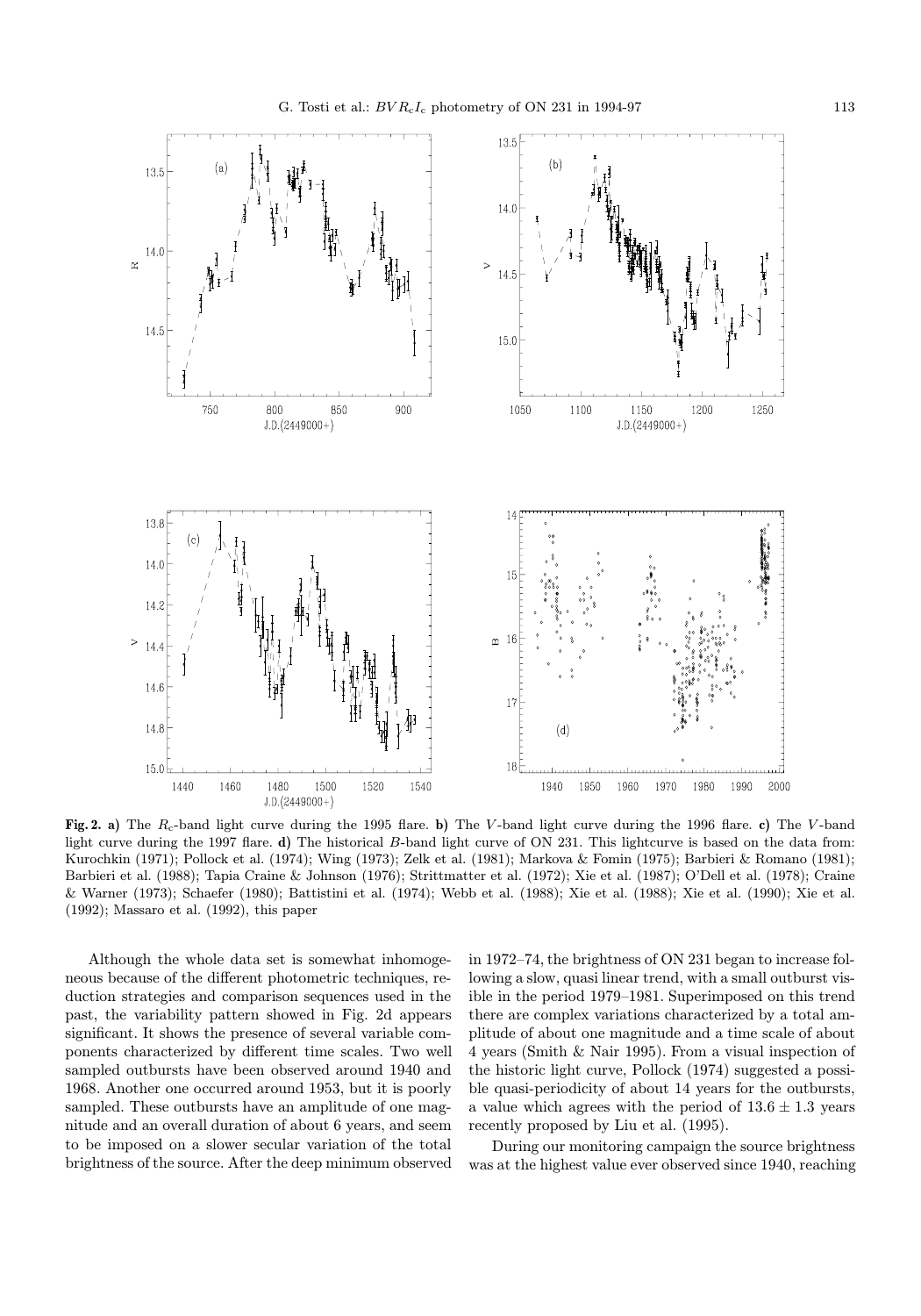**Fig. 2. a)** The $R_c$-band light curve during the 1995 flare. **b)** The $V$-band light curve during the 1996 flare. **c)** The $V$-band light curve during the 1997 flare. **d)** The historical $B$-band light curve of ON 231. This lightcurve is based on the data from: Kurochkin (1971); Pollock et al. (1974); Wing (1973); Zelk et al. (1981); Markova & Fomin (1975); Barbieri & Romano (1981); Barbieri et al. (1988); Tapia Craine & Johnson (1976); Strittmatter et al. (1972); Xie et al. (1987); O'Dell et al. (1978); Craine & Warner (1973); Schaefer (1980); Battistini et al. (1974); Webb et al. (1988); Xie et al. (1988); Xie et al. (1990); Xie et al. (1992); Massaro et al. (1992), this paper

Although the whole data set is somewhat inhomogeneous because of the different photometric techniques, reduction strategies and comparison sequences used in the past, the variability pattern showed in Fig. 2d appears significant. It shows the presence of several variable components characterized by different time scales. Two well sampled outbursts have been observed around 1940 and 1968. Another one occurred around 1953, but it is poorly sampled. These outbursts have an amplitude of one magnitude and an overall duration of about 6 years, and seem to be imposed on a slower secular variation of the total brightness of the source. After the deep minimum observed in 1972–74, the brightness of ON 231 began to increase following a slow, quasi linear trend, with a small outburst visible in the period 1979–1981. Superimposed on this trend there are complex variations characterized by a total amplitude of about one magnitude and a time scale of about 4 years (Smith & Nair 1995). From a visual inspection of the historic light curve, Pollock (1974) suggested a possible quasi-periodicity of about 14 years for the outbursts, a value which agrees with the period of $13.6 \pm 1.3$ years recently proposed by Liu et al. (1995).

During our monitoring campaign the source brightness was at the highest value ever observed since 1940, reaching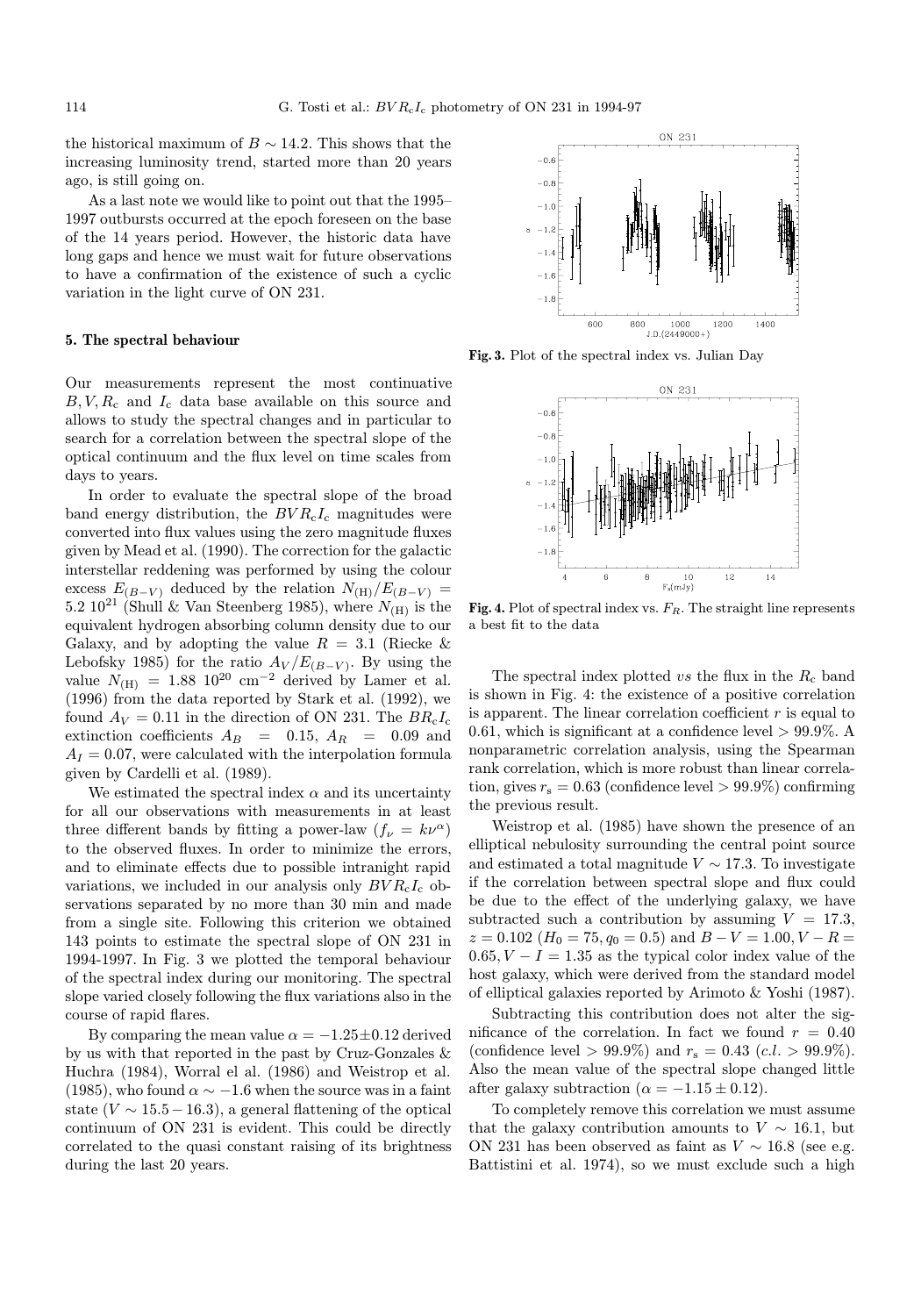the historical maximum of $B \sim 14.2$. This shows that the increasing luminosity trend, started more than 20 years ago, is still going on.

As a last note we would like to point out that the 1995–1997 outbursts occurred at the epoch foreseen on the base of the 14 years period. However, the historic data have long gaps and hence we must wait for future observations to have a confirmation of the existence of such a cyclic variation in the light curve of ON 231.

## 5. The spectral behaviour

Our measurements represent the most continuative $B, V, R_c$ and $I_c$ data base available on this source and allows to study the spectral changes and in particular to search for a correlation between the spectral slope of the optical continuum and the flux level on time scales from days to years.

In order to evaluate the spectral slope of the broad band energy distribution, the $BVR_cI_c$ magnitudes were converted into flux values using the zero magnitude fluxes given by Mead et al. (1990). The correction for the galactic interstellar reddening was performed by using the colour excess $E_{(B-V)}$ deduced by the relation $N_{(H)}/E_{(B-V)} = 5.2\ 10^{21}$ (Shull & Van Steenberg 1985), where $N_{(H)}$ is the equivalent hydrogen absorbing column density due to our Galaxy, and by adopting the value $R = 3.1$ (Riecke & Lebofsky 1985) for the ratio $A_V/E_{(B-V)}$. By using the value $N_{(H)} = 1.88\ 10^{20}$ cm$^{-2}$ derived by Lamer et al. (1996) from the data reported by Stark et al. (1992), we found $A_V = 0.11$ in the direction of ON 231. The $BR_cI_c$ extinction coefficients $A_B = 0.15$, $A_R = 0.09$ and $A_I = 0.07$, were calculated with the interpolation formula given by Cardelli et al. (1989).

We estimated the spectral index $\alpha$ and its uncertainty for all our observations with measurements in at least three different bands by fitting a power-law ($f_\nu = k\nu^\alpha$) to the observed fluxes. In order to minimize the errors, and to eliminate effects due to possible intranight rapid variations, we included in our analysis only $BVR_cI_c$ observations separated by no more than 30 min and made from a single site. Following this criterion we obtained 143 points to estimate the spectral slope of ON 231 in 1994-1997. In Fig. 3 we plotted the temporal behaviour of the spectral index during our monitoring. The spectral slope varied closely following the flux variations also in the course of rapid flares.

By comparing the mean value $\alpha = -1.25 \pm 0.12$ derived by us with that reported in the past by Cruz-Gonzales & Huchra (1984), Worral el al. (1986) and Weistrop et al. (1985), who found $\alpha \sim -1.6$ when the source was in a faint state ($V \sim 15.5 - 16.3$), a general flattening of the optical continuum of ON 231 is evident. This could be directly correlated to the quasi constant raising of its brightness during the last 20 years.

**Fig. 3.** Plot of the spectral index vs. Julian Day

**Fig. 4.** Plot of spectral index vs. $F_R$. The straight line represents a best fit to the data

The spectral index plotted *vs* the flux in the $R_c$ band is shown in Fig. 4: the existence of a positive correlation is apparent. The linear correlation coefficient $r$ is equal to 0.61, which is significant at a confidence level $> 99.9\%$. A nonparametric correlation analysis, using the Spearman rank correlation, which is more robust than linear correlation, gives $r_s = 0.63$ (confidence level $> 99.9\%$) confirming the previous result.

Weistrop et al. (1985) have shown the presence of an elliptical nebulosity surrounding the central point source and estimated a total magnitude $V \sim 17.3$. To investigate if the correlation between spectral slope and flux could be due to the effect of the underlying galaxy, we have subtracted such a contribution by assuming $V = 17.3$, $z = 0.102$ ($H_0 = 75, q_0 = 0.5$) and $B - V = 1.00, V - R = 0.65, V - I = 1.35$ as the typical color index value of the host galaxy, which were derived from the standard model of elliptical galaxies reported by Arimoto & Yoshi (1987).

Subtracting this contribution does not alter the significance of the correlation. In fact we found $r = 0.40$ (confidence level $> 99.9\%$) and $r_s = 0.43$ (*c.l.* $> 99.9\%$). Also the mean value of the spectral slope changed little after galaxy subtraction ($\alpha = -1.15 \pm 0.12$).

To completely remove this correlation we must assume that the galaxy contribution amounts to $V \sim 16.1$, but ON 231 has been observed as faint as $V \sim 16.8$ (see e.g. Battistini et al. 1974), so we must exclude such a high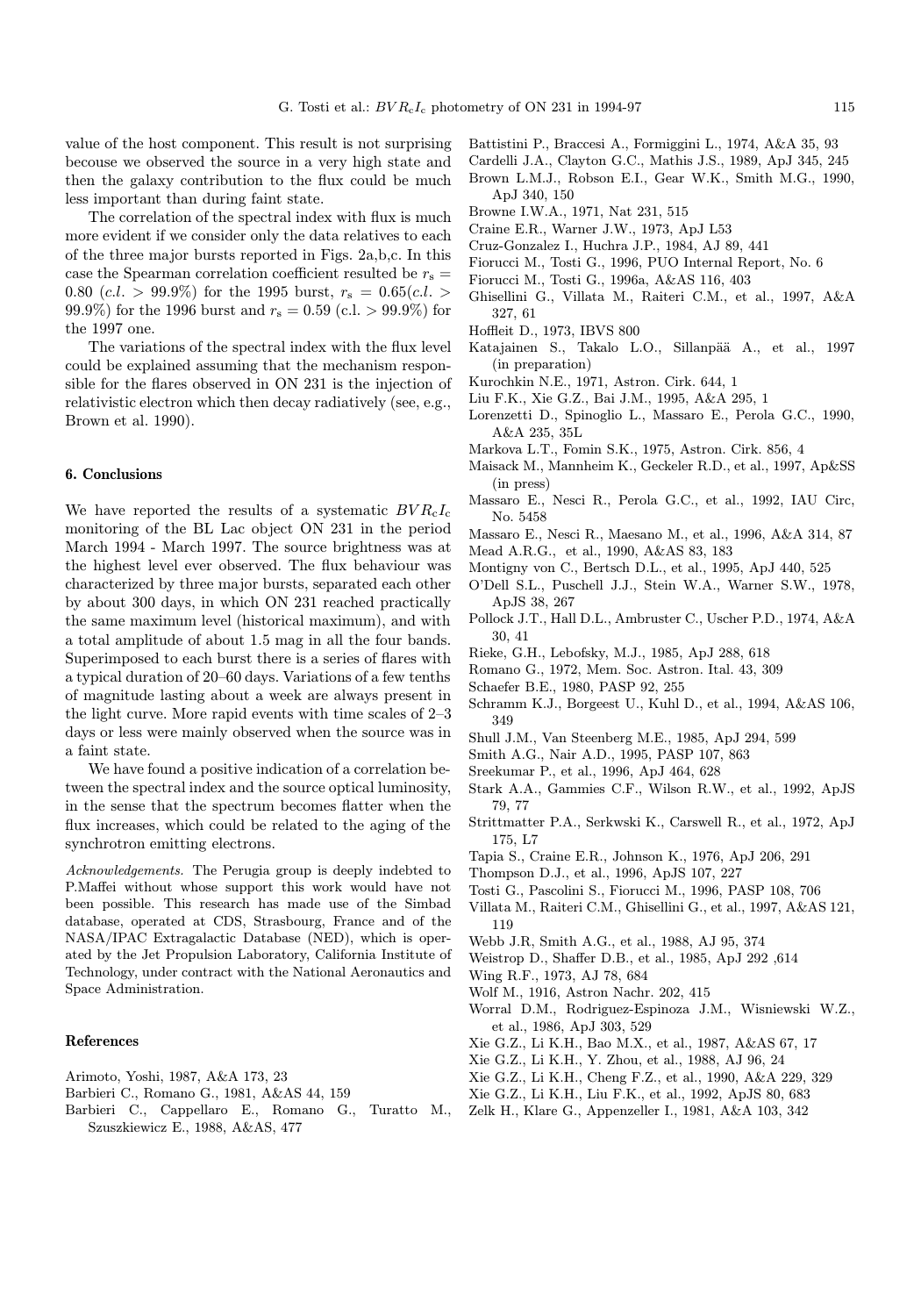value of the host component. This result is not surprising becouse we observed the source in a very high state and then the galaxy contribution to the flux could be much less important than during faint state.

The correlation of the spectral index with flux is much more evident if we consider only the data relatives to each of the three major bursts reported in Figs. 2a,b,c. In this case the Spearman correlation coefficient resulted be $r_s = 0.80$ ($c.l. > 99.9\%$) for the 1995 burst, $r_s = 0.65$($c.l. > 99.9\%$) for the 1996 burst and $r_s = 0.59$ (c.l. $> 99.9\%$) for the 1997 one.

The variations of the spectral index with the flux level could be explained assuming that the mechanism responsible for the flares observed in ON 231 is the injection of relativistic electron which then decay radiatively (see, e.g., Brown et al. 1990).

## 6. Conclusions

We have reported the results of a systematic $BVR_cI_c$ monitoring of the BL Lac object ON 231 in the period March 1994 - March 1997. The source brightness was at the highest level ever observed. The flux behaviour was characterized by three major bursts, separated each other by about 300 days, in which ON 231 reached practically the same maximum level (historical maximum), and with a total amplitude of about 1.5 mag in all the four bands. Superimposed to each burst there is a series of flares with a typical duration of 20–60 days. Variations of a few tenths of magnitude lasting about a week are always present in the light curve. More rapid events with time scales of 2–3 days or less were mainly observed when the source was in a faint state.

We have found a positive indication of a correlation between the spectral index and the source optical luminosity, in the sense that the spectrum becomes flatter when the flux increases, which could be related to the aging of the synchrotron emitting electrons.

*Acknowledgements.* The Perugia group is deeply indebted to P.Maffei without whose support this work would have not been possible. This research has made use of the Simbad database, operated at CDS, Strasbourg, France and of the NASA/IPAC Extragalactic Database (NED), which is operated by the Jet Propulsion Laboratory, California Institute of Technology, under contract with the National Aeronautics and Space Administration.

## References

Arimoto, Yoshi, 1987, A&A 173, 23
Barbieri C., Romano G., 1981, A&AS 44, 159
Barbieri C., Cappellaro E., Romano G., Turatto M., Szuszkiewicz E., 1988, A&AS, 477
Battistini P., Braccesi A., Formiggini L., 1974, A&A 35, 93
Cardelli J.A., Clayton G.C., Mathis J.S., 1989, ApJ 345, 245
Brown L.M.J., Robson E.I., Gear W.K., Smith M.G., 1990, ApJ 340, 150
Browne I.W.A., 1971, Nat 231, 515
Craine E.R., Warner J.W., 1973, ApJ L53
Cruz-Gonzalez I., Huchra J.P., 1984, AJ 89, 441
Fiorucci M., Tosti G., 1996, PUO Internal Report, No. 6
Fiorucci M., Tosti G., 1996a, A&AS 116, 403
Ghisellini G., Villata M., Raiteri C.M., et al., 1997, A&A 327, 61
Hoffleit D., 1973, IBVS 800
Katajainen S., Takalo L.O., Sillanpää A., et al., 1997 (in preparation)
Kurochkin N.E., 1971, Astron. Cirk. 644, 1
Liu F.K., Xie G.Z., Bai J.M., 1995, A&A 295, 1
Lorenzetti D., Spinoglio L., Massaro E., Perola G.C., 1990, A&A 235, 35L
Markova L.T., Fomin S.K., 1975, Astron. Cirk. 856, 4
Maisack M., Mannheim K., Geckeler R.D., et al., 1997, Ap&SS (in press)
Massaro E., Nesci R., Perola G.C., et al., 1992, IAU Circ, No. 5458
Massaro E., Nesci R., Maesano M., et al., 1996, A&A 314, 87
Mead A.R.G., et al., 1990, A&AS 83, 183
Montigny von C., Bertsch D.L., et al., 1995, ApJ 440, 525
O'Dell S.L., Puschell J.J., Stein W.A., Warner S.W., 1978, ApJS 38, 267
Pollock J.T., Hall D.L., Ambruster C., Uscher P.D., 1974, A&A 30, 41
Rieke, G.H., Lebofsky, M.J., 1985, ApJ 288, 618
Romano G., 1972, Mem. Soc. Astron. Ital. 43, 309
Schaefer B.E., 1980, PASP 92, 255
Schramm K.J., Borgeest U., Kuhl D., et al., 1994, A&AS 106, 349
Shull J.M., Van Steenberg M.E., 1985, ApJ 294, 599
Smith A.G., Nair A.D., 1995, PASP 107, 863
Sreekumar P., et al., 1996, ApJ 464, 628
Stark A.A., Gammies C.F., Wilson R.W., et al., 1992, ApJS 79, 77
Strittmatter P.A., Serkwski K., Carswell R., et al., 1972, ApJ 175, L7
Tapia S., Craine E.R., Johnson K., 1976, ApJ 206, 291
Thompson D.J., et al., 1996, ApJS 107, 227
Tosti G., Pascolini S., Fiorucci M., 1996, PASP 108, 706
Villata M., Raiteri C.M., Ghisellini G., et al., 1997, A&AS 121, 119
Webb J.R, Smith A.G., et al., 1988, AJ 95, 374
Weistrop D., Shaffer D.B., et al., 1985, ApJ 292 ,614
Wing R.F., 1973, AJ 78, 684
Wolf M., 1916, Astron Nachr. 202, 415
Worral D.M., Rodriguez-Espinoza J.M., Wisniewski W.Z., et al., 1986, ApJ 303, 529
Xie G.Z., Li K.H., Bao M.X., et al., 1987, A&AS 67, 17
Xie G.Z., Li K.H., Y. Zhou, et al., 1988, AJ 96, 24
Xie G.Z., Li K.H., Cheng F.Z., et al., 1990, A&A 229, 329
Xie G.Z., Li K.H., Liu F.K., et al., 1992, ApJS 80, 683
Zelk H., Klare G., Appenzeller I., 1981, A&A 103, 342